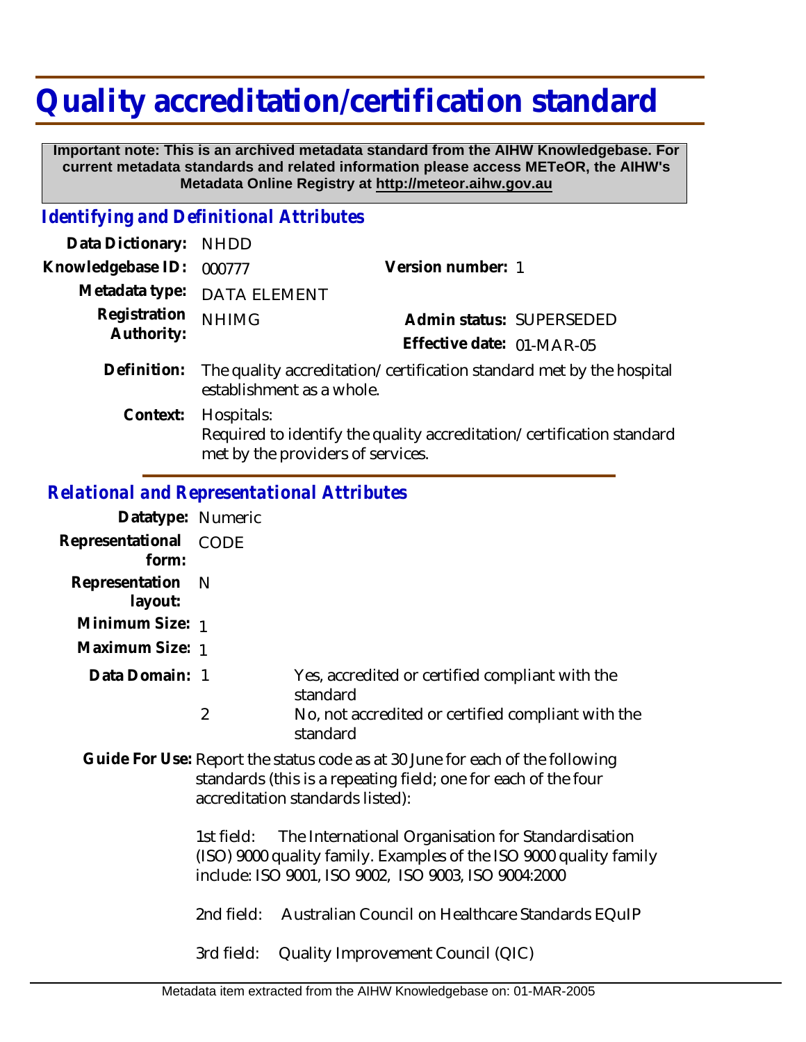# Quality accreditation/certification standard

**Important note: This is an archived metadata standard from the AIHW Knowledgebase. For current metadata standards and related information please access METeOR, the AIHW's Metadata Online Registry at http://meteor.aihw.gov.au**

## *Identifying and Definitional Attributes*

**Data Dictionary:** NHDD

**Knowledgebase ID:** 000777

**Version number:** 1

**Metadata type:** DATA ELEMENT

**Registration Authority:** NHIMG

**Admin status:** SUPERSEDED

**Effective date:** 01-MAR-05

**Definition:** The quality accreditation/certification standard met by the hospital establishment as a whole.

**Context:** Hospitals:
Required to identify the quality accreditation/certification standard met by the providers of services.

## *Relational and Representational Attributes*

**Datatype:** Numeric

**Representational form:** CODE

**Representation layout:** N

**Minimum Size:** 1

**Maximum Size:** 1

**Data Domain:**

| | |
|---|---|
| 1 | Yes, accredited or certified compliant with the standard |
| 2 | No, not accredited or certified compliant with the standard |

**Guide For Use:** Report the status code as at 30 June for each of the following standards (this is a repeating field; one for each of the four accreditation standards listed):

1st field: The International Organisation for Standardisation (ISO) 9000 quality family. Examples of the ISO 9000 quality family include: ISO 9001, ISO 9002, ISO 9003, ISO 9004:2000

2nd field: Australian Council on Healthcare Standards EQuIP

3rd field: Quality Improvement Council (QIC)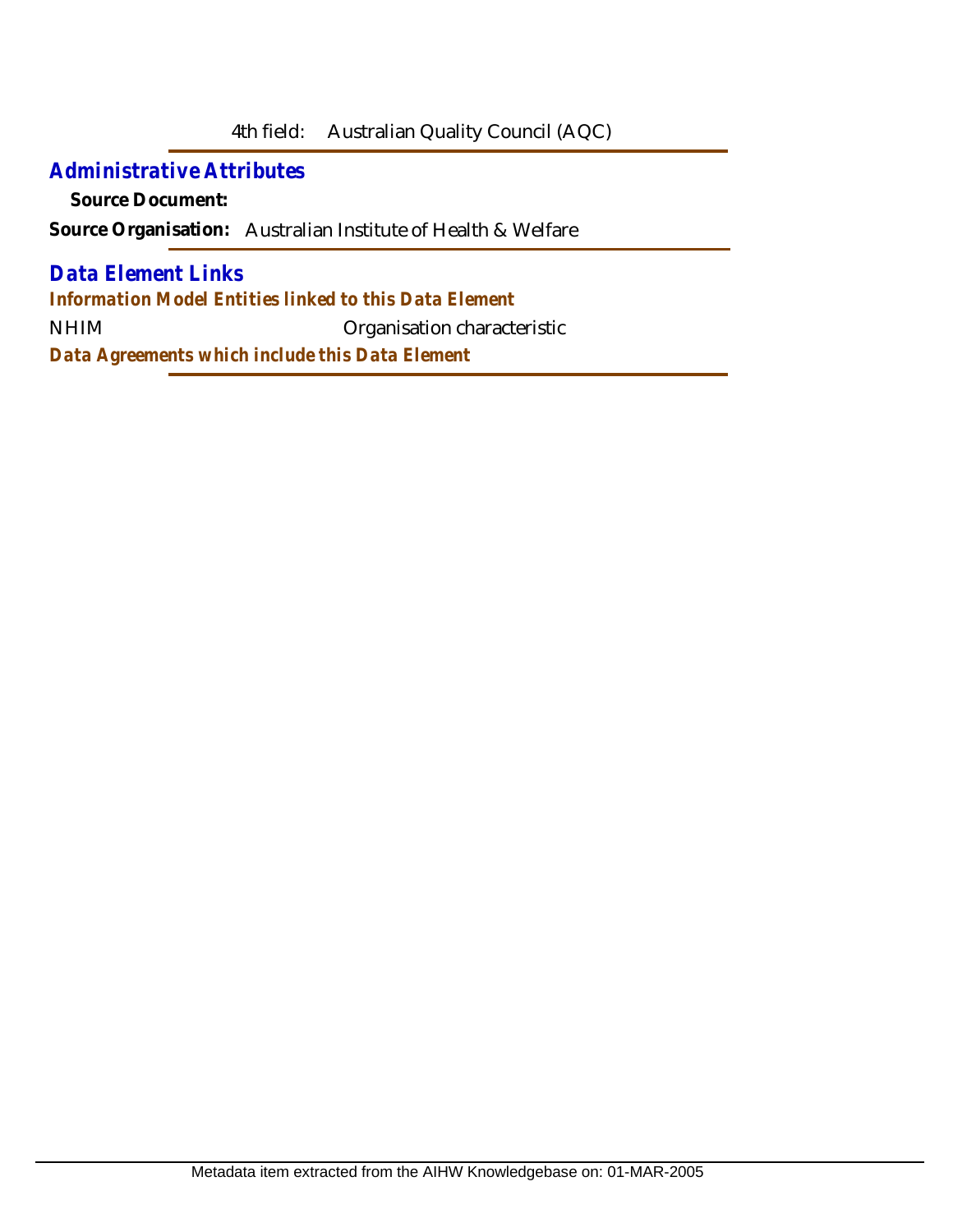4th field: Australian Quality Council (AQC)

## Administrative Attributes

**Source Document:**

**Source Organisation:** Australian Institute of Health & Welfare

## Data Element Links

***Information Model Entities linked to this Data Element***

NHIM Organisation characteristic

***Data Agreements which include this Data Element***